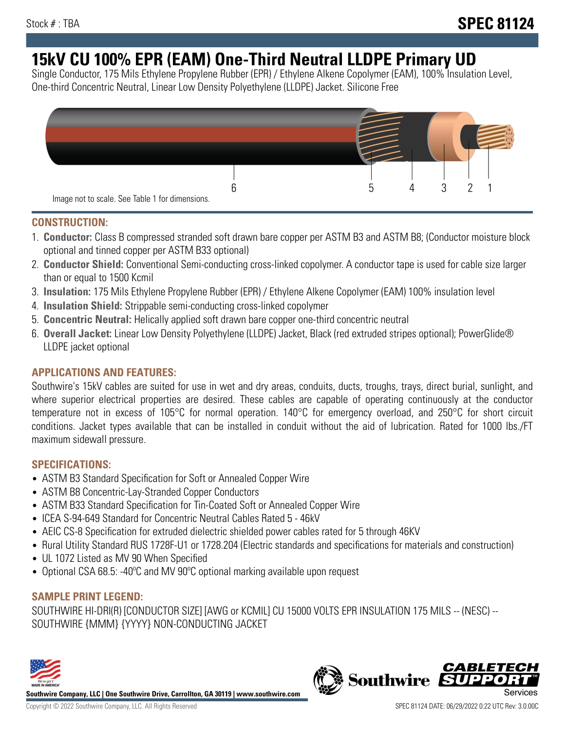Stock # : TBA

# SPEC 81124

# 15kV CU 100% EPR (EAM) One-Third Neutral LLDPE Primary UD

Single Conductor, 175 Mils Ethylene Propylene Rubber (EPR) / Ethylene Alkene Copolymer (EAM), 100% Insulation Level, One-third Concentric Neutral, Linear Low Density Polyethylene (LLDPE) Jacket. Silicone Free

6 5 4 3 2 1

Image not to scale. See Table 1 for dimensions.

## CONSTRUCTION:

1. **Conductor:** Class B compressed stranded soft drawn bare copper per ASTM B3 and ASTM B8; (Conductor moisture block optional and tinned copper per ASTM B33 optional)
2. **Conductor Shield:** Conventional Semi-conducting cross-linked copolymer. A conductor tape is used for cable size larger than or equal to 1500 Kcmil
3. **Insulation:** 175 Mils Ethylene Propylene Rubber (EPR) / Ethylene Alkene Copolymer (EAM) 100% insulation level
4. **Insulation Shield:** Strippable semi-conducting cross-linked copolymer
5. **Concentric Neutral:** Helically applied soft drawn bare copper one-third concentric neutral
6. **Overall Jacket:** Linear Low Density Polyethylene (LLDPE) Jacket, Black (red extruded stripes optional); PowerGlide® LLDPE jacket optional

## APPLICATIONS AND FEATURES:

Southwire's 15kV cables are suited for use in wet and dry areas, conduits, ducts, troughs, trays, direct burial, sunlight, and where superior electrical properties are desired. These cables are capable of operating continuously at the conductor temperature not in excess of 105°C for normal operation. 140°C for emergency overload, and 250°C for short circuit conditions. Jacket types available that can be installed in conduit without the aid of lubrication. Rated for 1000 lbs./FT maximum sidewall pressure.

## SPECIFICATIONS:

- ASTM B3 Standard Specification for Soft or Annealed Copper Wire
- ASTM B8 Concentric-Lay-Stranded Copper Conductors
- ASTM B33 Standard Specification for Tin-Coated Soft or Annealed Copper Wire
- ICEA S-94-649 Standard for Concentric Neutral Cables Rated 5 - 46kV
- AEIC CS-8 Specification for extruded dielectric shielded power cables rated for 5 through 46KV
- Rural Utility Standard RUS 1728F-U1 or 1728.204 (Electric standards and specifications for materials and construction)
- UL 1072 Listed as MV 90 When Specified
- Optional CSA 68.5: -40ºC and MV 90ºC optional marking available upon request

## SAMPLE PRINT LEGEND:

SOUTHWIRE HI-DRI(R) [CONDUCTOR SIZE] [AWG or KCMIL] CU 15000 VOLTS EPR INSULATION 175 MILS -- (NESC) -- SOUTHWIRE {MMM} {YYYY} NON-CONDUCTING JACKET

**Southwire Company, LLC | One Southwire Drive, Carrollton, GA 30119 | www.southwire.com**

Copyright © 2022 Southwire Company, LLC. All Rights Reserved

SPEC 81124 DATE: 06/29/2022 0:22 UTC Rev: 3.0.00C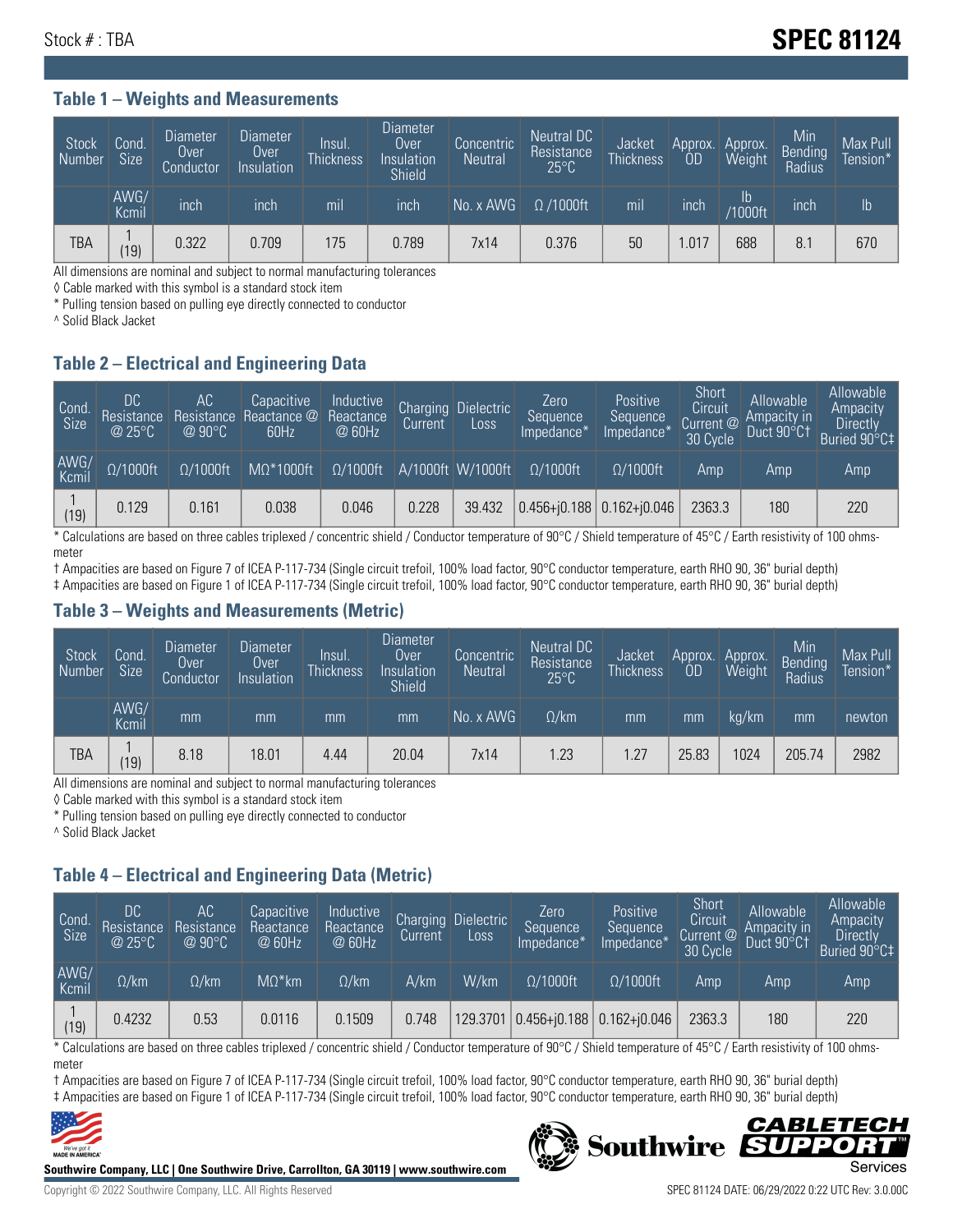Stock # : TBA

# SPEC 81124

## Table 1 – Weights and Measurements

| Stock Number | Cond. Size | Diameter Over Conductor | Diameter Over Insulation | Insul. Thickness | Diameter Over Insulation Shield | Concentric Neutral | Neutral DC Resistance 25°C | Jacket Thickness | Approx. OD | Approx. Weight | Min Bending Radius | Max Pull Tension* |
|---|---|---|---|---|---|---|---|---|---|---|---|---|
| | AWG/ Kcmil | inch | inch | mil | inch | No. x AWG | Ω /1000ft | mil | inch | lb /1000ft | inch | lb |
| TBA | 1 (19) | 0.322 | 0.709 | 175 | 0.789 | 7x14 | 0.376 | 50 | 1.017 | 688 | 8.1 | 670 |

All dimensions are nominal and subject to normal manufacturing tolerances
◊ Cable marked with this symbol is a standard stock item
* Pulling tension based on pulling eye directly connected to conductor
^ Solid Black Jacket

## Table 2 – Electrical and Engineering Data

| Cond. Size | DC Resistance @ 25°C | AC Resistance @ 90°C | Capacitive Reactance @ 60Hz | Inductive Reactance @ 60Hz | Charging Current | Dielectric Loss | Zero Sequence Impedance* | Positive Sequence Impedance* | Short Circuit Current @ 30 Cycle | Allowable Ampacity in Duct 90°C† | Allowable Ampacity Directly Buried 90°C‡ |
|---|---|---|---|---|---|---|---|---|---|---|---|
| AWG/ Kcmil | Ω/1000ft | Ω/1000ft | MΩ*1000ft | Ω/1000ft | A/1000ft | W/1000ft | Ω/1000ft | Ω/1000ft | Amp | Amp | Amp |
| 1 (19) | 0.129 | 0.161 | 0.038 | 0.046 | 0.228 | 39.432 | 0.456+j0.188 | 0.162+j0.046 | 2363.3 | 180 | 220 |

* Calculations are based on three cables triplexed / concentric shield / Conductor temperature of 90°C / Shield temperature of 45°C / Earth resistivity of 100 ohms-meter
† Ampacities are based on Figure 7 of ICEA P-117-734 (Single circuit trefoil, 100% load factor, 90°C conductor temperature, earth RHO 90, 36" burial depth)
‡ Ampacities are based on Figure 1 of ICEA P-117-734 (Single circuit trefoil, 100% load factor, 90°C conductor temperature, earth RHO 90, 36" burial depth)

## Table 3 – Weights and Measurements (Metric)

| Stock Number | Cond. Size | Diameter Over Conductor | Diameter Over Insulation | Insul. Thickness | Diameter Over Insulation Shield | Concentric Neutral | Neutral DC Resistance 25°C | Jacket Thickness | Approx. OD | Approx. Weight | Min Bending Radius | Max Pull Tension* |
|---|---|---|---|---|---|---|---|---|---|---|---|---|
| | AWG/ Kcmil | mm | mm | mm | mm | No. x AWG | Ω/km | mm | mm | kg/km | mm | newton |
| TBA | 1 (19) | 8.18 | 18.01 | 4.44 | 20.04 | 7x14 | 1.23 | 1.27 | 25.83 | 1024 | 205.74 | 2982 |

All dimensions are nominal and subject to normal manufacturing tolerances
◊ Cable marked with this symbol is a standard stock item
* Pulling tension based on pulling eye directly connected to conductor
^ Solid Black Jacket

## Table 4 – Electrical and Engineering Data (Metric)

| Cond. Size | DC Resistance @ 25°C | AC Resistance @ 90°C | Capacitive Reactance @ 60Hz | Inductive Reactance @ 60Hz | Charging Current | Dielectric Loss | Zero Sequence Impedance* | Positive Sequence Impedance* | Short Circuit Current @ 30 Cycle | Allowable Ampacity in Duct 90°C† | Allowable Ampacity Directly Buried 90°C‡ |
|---|---|---|---|---|---|---|---|---|---|---|---|
| AWG/ Kcmil | Ω/km | Ω/km | MΩ*km | Ω/km | A/km | W/km | Ω/1000ft | Ω/1000ft | Amp | Amp | Amp |
| 1 (19) | 0.4232 | 0.53 | 0.0116 | 0.1509 | 0.748 | 129.3701 | 0.456+j0.188 | 0.162+j0.046 | 2363.3 | 180 | 220 |

* Calculations are based on three cables triplexed / concentric shield / Conductor temperature of 90°C / Shield temperature of 45°C / Earth resistivity of 100 ohms-meter
† Ampacities are based on Figure 7 of ICEA P-117-734 (Single circuit trefoil, 100% load factor, 90°C conductor temperature, earth RHO 90, 36" burial depth)
‡ Ampacities are based on Figure 1 of ICEA P-117-734 (Single circuit trefoil, 100% load factor, 90°C conductor temperature, earth RHO 90, 36" burial depth)

Southwire Company, LLC | One Southwire Drive, Carrollton, GA 30119 | www.southwire.com

Copyright © 2022 Southwire Company, LLC. All Rights Reserved

SPEC 81124 DATE: 06/29/2022 0:22 UTC Rev: 3.0.00C